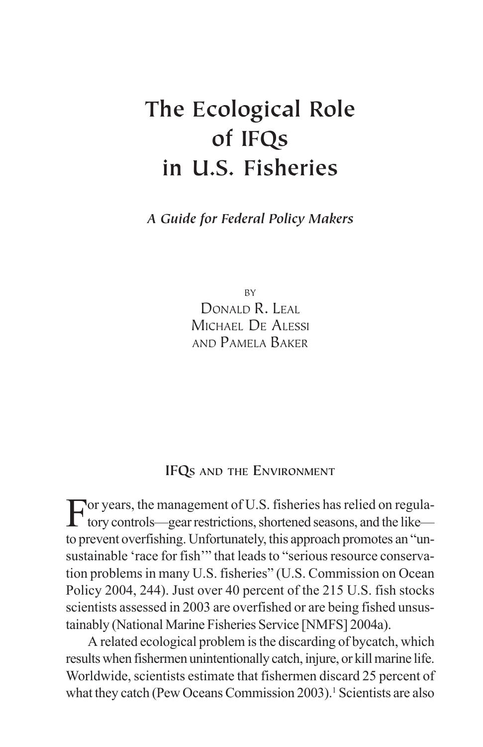# The Ecological Role of IFQs in U.S. Fisheries

*A Guide for Federal Policy Makers*

BY
DONALD R. LEAL
MICHAEL DE ALESSI
AND PAMELA BAKER

## IFQs AND THE ENVIRONMENT

For years, the management of U.S. fisheries has relied on regulatory controls—gear restrictions, shortened seasons, and the like—to prevent overfishing. Unfortunately, this approach promotes an "unsustainable 'race for fish'" that leads to "serious resource conservation problems in many U.S. fisheries" (U.S. Commission on Ocean Policy 2004, 244). Just over 40 percent of the 215 U.S. fish stocks scientists assessed in 2003 are overfished or are being fished unsustainably (National Marine Fisheries Service [NMFS] 2004a).

A related ecological problem is the discarding of bycatch, which results when fishermen unintentionally catch, injure, or kill marine life. Worldwide, scientists estimate that fishermen discard 25 percent of what they catch (Pew Oceans Commission 2003).[1] Scientists are also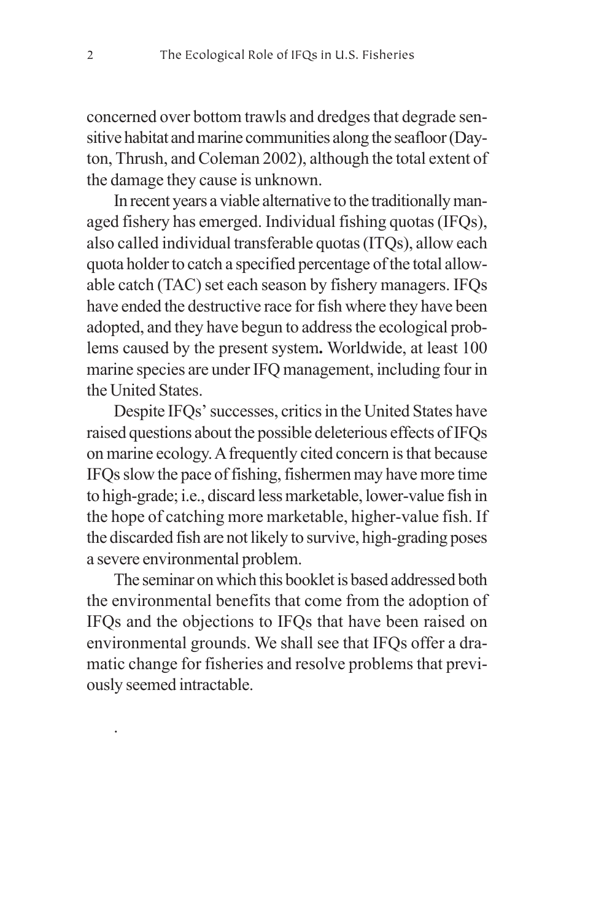concerned over bottom trawls and dredges that degrade sensitive habitat and marine communities along the seafloor (Dayton, Thrush, and Coleman 2002), although the total extent of the damage they cause is unknown.

In recent years a viable alternative to the traditionally managed fishery has emerged. Individual fishing quotas (IFQs), also called individual transferable quotas (ITQs), allow each quota holder to catch a specified percentage of the total allowable catch (TAC) set each season by fishery managers. IFQs have ended the destructive race for fish where they have been adopted, and they have begun to address the ecological problems caused by the present system**.** Worldwide, at least 100 marine species are under IFQ management, including four in the United States.

Despite IFQs' successes, critics in the United States have raised questions about the possible deleterious effects of IFQs on marine ecology. A frequently cited concern is that because IFQs slow the pace of fishing, fishermen may have more time to high-grade; i.e., discard less marketable, lower-value fish in the hope of catching more marketable, higher-value fish. If the discarded fish are not likely to survive, high-grading poses a severe environmental problem.

The seminar on which this booklet is based addressed both the environmental benefits that come from the adoption of IFQs and the objections to IFQs that have been raised on environmental grounds. We shall see that IFQs offer a dramatic change for fisheries and resolve problems that previously seemed intractable.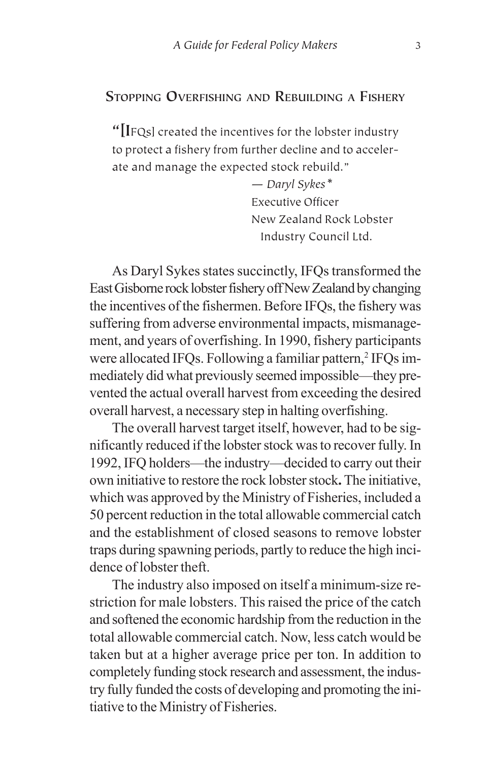## Stopping Overfishing and Rebuilding a Fishery

> "[IFQs] created the incentives for the lobster industry to protect a fishery from further decline and to accelerate and manage the expected stock rebuild."
>
> — *Daryl Sykes**
> Executive Officer
> New Zealand Rock Lobster Industry Council Ltd.

As Daryl Sykes states succinctly, IFQs transformed the East Gisborne rock lobster fishery off New Zealand by changing the incentives of the fishermen. Before IFQs, the fishery was suffering from adverse environmental impacts, mismanagement, and years of overfishing. In 1990, fishery participants were allocated IFQs. Following a familiar pattern,[2] IFQs immediately did what previously seemed impossible—they prevented the actual overall harvest from exceeding the desired overall harvest, a necessary step in halting overfishing.

The overall harvest target itself, however, had to be significantly reduced if the lobster stock was to recover fully. In 1992, IFQ holders—the industry—decided to carry out their own initiative to restore the rock lobster stock**.** The initiative, which was approved by the Ministry of Fisheries, included a 50 percent reduction in the total allowable commercial catch and the establishment of closed seasons to remove lobster traps during spawning periods, partly to reduce the high incidence of lobster theft.

The industry also imposed on itself a minimum-size restriction for male lobsters. This raised the price of the catch and softened the economic hardship from the reduction in the total allowable commercial catch. Now, less catch would be taken but at a higher average price per ton. In addition to completely funding stock research and assessment, the industry fully funded the costs of developing and promoting the initiative to the Ministry of Fisheries.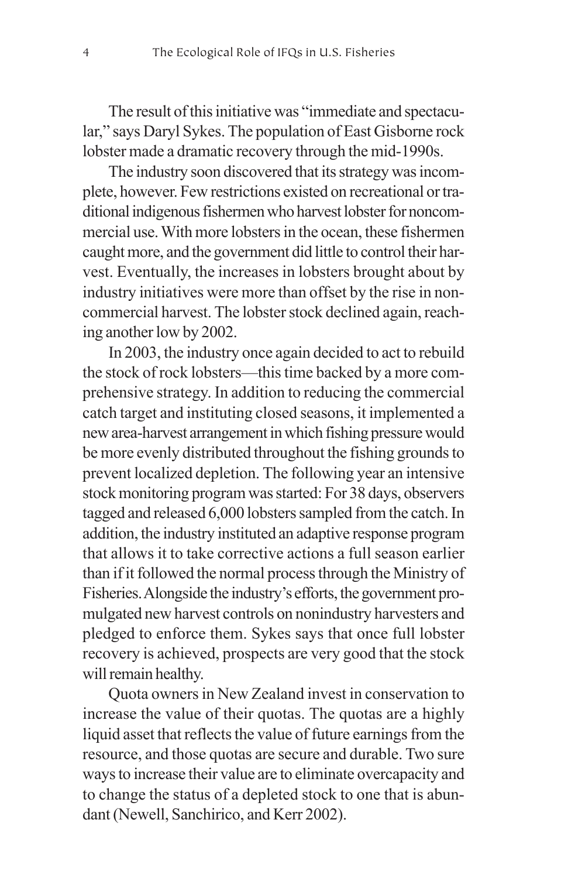The result of this initiative was "immediate and spectacular," says Daryl Sykes. The population of East Gisborne rock lobster made a dramatic recovery through the mid-1990s.

The industry soon discovered that its strategy was incomplete, however. Few restrictions existed on recreational or traditional indigenous fishermen who harvest lobster for noncommercial use. With more lobsters in the ocean, these fishermen caught more, and the government did little to control their harvest. Eventually, the increases in lobsters brought about by industry initiatives were more than offset by the rise in noncommercial harvest. The lobster stock declined again, reaching another low by 2002.

In 2003, the industry once again decided to act to rebuild the stock of rock lobsters—this time backed by a more comprehensive strategy. In addition to reducing the commercial catch target and instituting closed seasons, it implemented a new area-harvest arrangement in which fishing pressure would be more evenly distributed throughout the fishing grounds to prevent localized depletion. The following year an intensive stock monitoring program was started: For 38 days, observers tagged and released 6,000 lobsters sampled from the catch. In addition, the industry instituted an adaptive response program that allows it to take corrective actions a full season earlier than if it followed the normal process through the Ministry of Fisheries. Alongside the industry's efforts, the government promulgated new harvest controls on nonindustry harvesters and pledged to enforce them. Sykes says that once full lobster recovery is achieved, prospects are very good that the stock will remain healthy.

Quota owners in New Zealand invest in conservation to increase the value of their quotas. The quotas are a highly liquid asset that reflects the value of future earnings from the resource, and those quotas are secure and durable. Two sure ways to increase their value are to eliminate overcapacity and to change the status of a depleted stock to one that is abundant (Newell, Sanchirico, and Kerr 2002).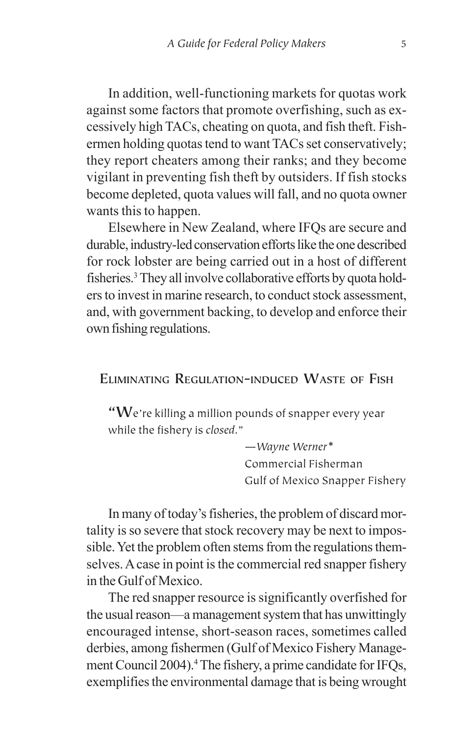In addition, well-functioning markets for quotas work against some factors that promote overfishing, such as excessively high TACs, cheating on quota, and fish theft. Fishermen holding quotas tend to want TACs set conservatively; they report cheaters among their ranks; and they become vigilant in preventing fish theft by outsiders. If fish stocks become depleted, quota values will fall, and no quota owner wants this to happen.

Elsewhere in New Zealand, where IFQs are secure and durable, industry-led conservation efforts like the one described for rock lobster are being carried out in a host of different fisheries.[3] They all involve collaborative efforts by quota holders to invest in marine research, to conduct stock assessment, and, with government backing, to develop and enforce their own fishing regulations.

## Eliminating Regulation-induced Waste of Fish

> "We're killing a million pounds of snapper every year while the fishery is *closed*."
>
> —*Wayne Werner\**
> Commercial Fisherman
> Gulf of Mexico Snapper Fishery

In many of today's fisheries, the problem of discard mortality is so severe that stock recovery may be next to impossible. Yet the problem often stems from the regulations themselves. A case in point is the commercial red snapper fishery in the Gulf of Mexico.

The red snapper resource is significantly overfished for the usual reason—a management system that has unwittingly encouraged intense, short-season races, sometimes called derbies, among fishermen (Gulf of Mexico Fishery Management Council 2004).[4] The fishery, a prime candidate for IFQs, exemplifies the environmental damage that is being wrought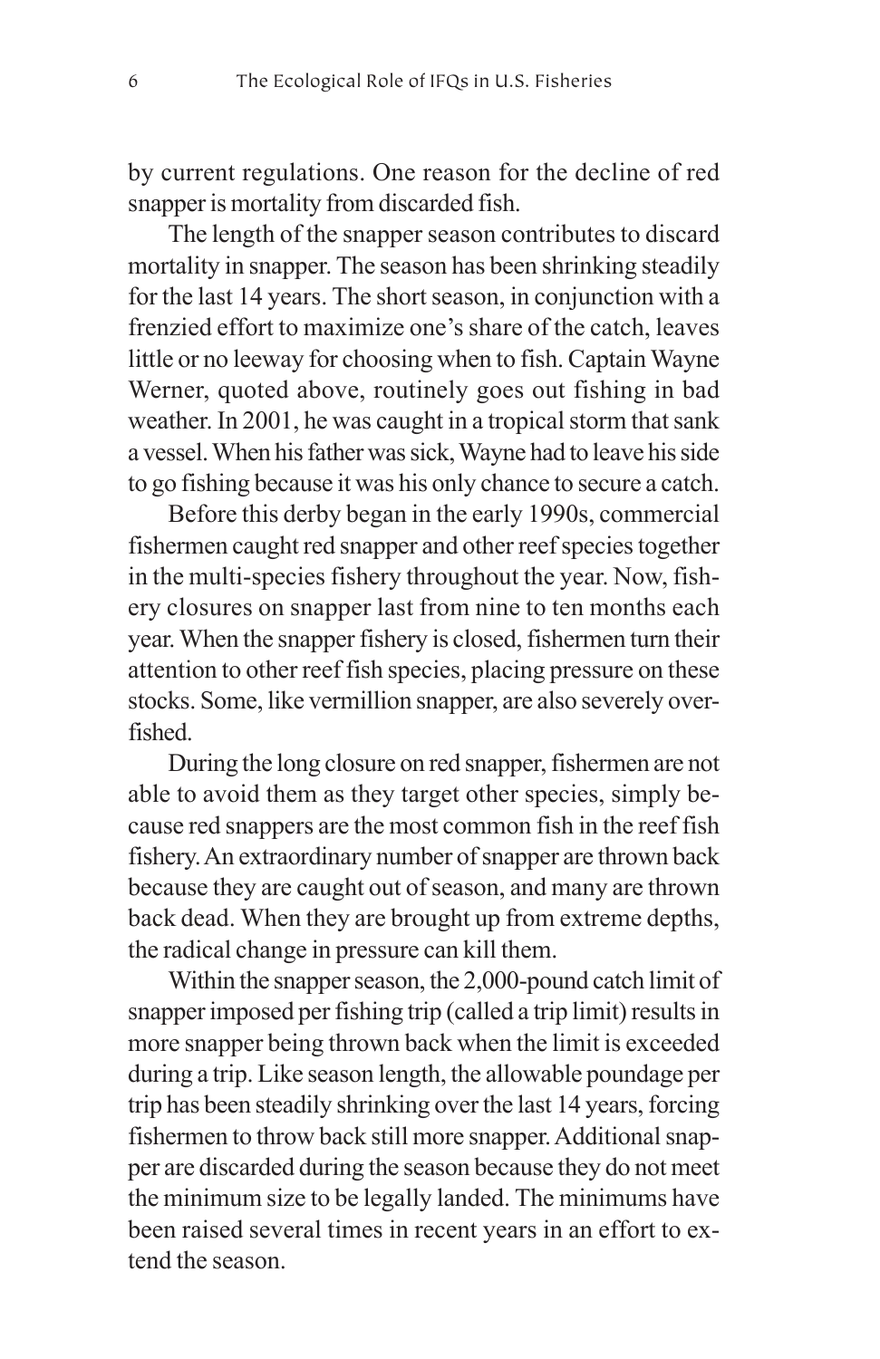by current regulations. One reason for the decline of red snapper is mortality from discarded fish.

The length of the snapper season contributes to discard mortality in snapper. The season has been shrinking steadily for the last 14 years. The short season, in conjunction with a frenzied effort to maximize one's share of the catch, leaves little or no leeway for choosing when to fish. Captain Wayne Werner, quoted above, routinely goes out fishing in bad weather. In 2001, he was caught in a tropical storm that sank a vessel. When his father was sick, Wayne had to leave his side to go fishing because it was his only chance to secure a catch.

Before this derby began in the early 1990s, commercial fishermen caught red snapper and other reef species together in the multi-species fishery throughout the year. Now, fishery closures on snapper last from nine to ten months each year. When the snapper fishery is closed, fishermen turn their attention to other reef fish species, placing pressure on these stocks. Some, like vermillion snapper, are also severely overfished.

During the long closure on red snapper, fishermen are not able to avoid them as they target other species, simply because red snappers are the most common fish in the reef fish fishery. An extraordinary number of snapper are thrown back because they are caught out of season, and many are thrown back dead. When they are brought up from extreme depths, the radical change in pressure can kill them.

Within the snapper season, the 2,000-pound catch limit of snapper imposed per fishing trip (called a trip limit) results in more snapper being thrown back when the limit is exceeded during a trip. Like season length, the allowable poundage per trip has been steadily shrinking over the last 14 years, forcing fishermen to throw back still more snapper. Additional snapper are discarded during the season because they do not meet the minimum size to be legally landed. The minimums have been raised several times in recent years in an effort to extend the season.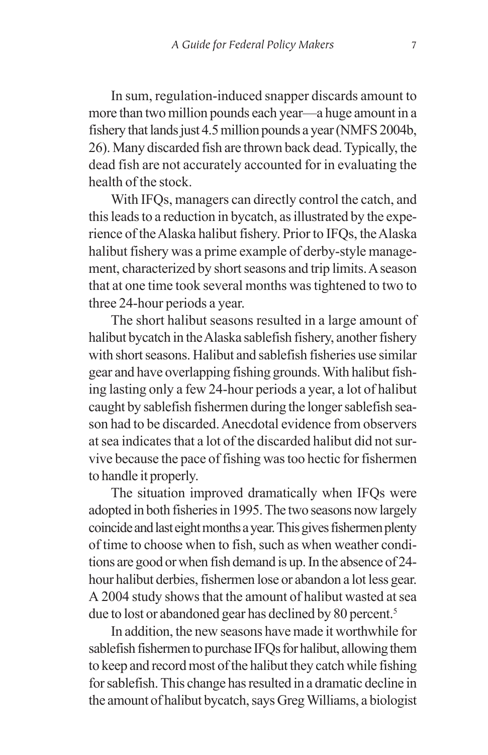In sum, regulation-induced snapper discards amount to more than two million pounds each year—a huge amount in a fishery that lands just 4.5 million pounds a year (NMFS 2004b, 26). Many discarded fish are thrown back dead. Typically, the dead fish are not accurately accounted for in evaluating the health of the stock.

With IFQs, managers can directly control the catch, and this leads to a reduction in bycatch, as illustrated by the experience of the Alaska halibut fishery. Prior to IFQs, the Alaska halibut fishery was a prime example of derby-style management, characterized by short seasons and trip limits. A season that at one time took several months was tightened to two to three 24-hour periods a year.

The short halibut seasons resulted in a large amount of halibut bycatch in the Alaska sablefish fishery, another fishery with short seasons. Halibut and sablefish fisheries use similar gear and have overlapping fishing grounds. With halibut fishing lasting only a few 24-hour periods a year, a lot of halibut caught by sablefish fishermen during the longer sablefish season had to be discarded. Anecdotal evidence from observers at sea indicates that a lot of the discarded halibut did not survive because the pace of fishing was too hectic for fishermen to handle it properly.

The situation improved dramatically when IFQs were adopted in both fisheries in 1995. The two seasons now largely coincide and last eight months a year. This gives fishermen plenty of time to choose when to fish, such as when weather conditions are good or when fish demand is up. In the absence of 24-hour halibut derbies, fishermen lose or abandon a lot less gear. A 2004 study shows that the amount of halibut wasted at sea due to lost or abandoned gear has declined by 80 percent.[5]

In addition, the new seasons have made it worthwhile for sablefish fishermen to purchase IFQs for halibut, allowing them to keep and record most of the halibut they catch while fishing for sablefish. This change has resulted in a dramatic decline in the amount of halibut bycatch, says Greg Williams, a biologist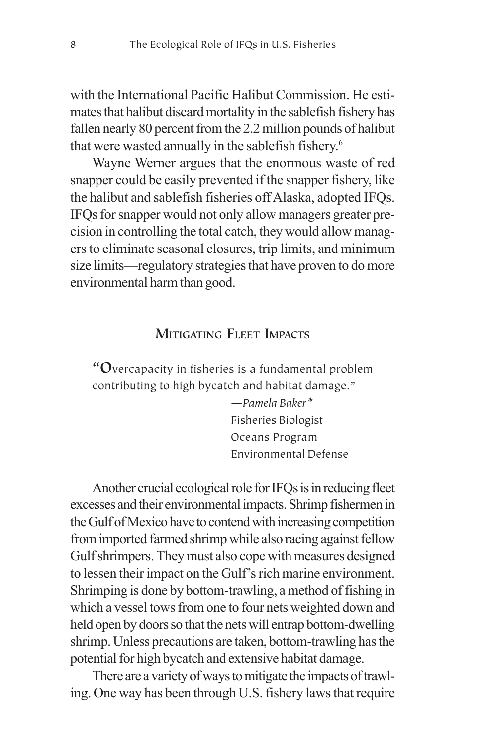with the International Pacific Halibut Commission. He estimates that halibut discard mortality in the sablefish fishery has fallen nearly 80 percent from the 2.2 million pounds of halibut that were wasted annually in the sablefish fishery.[6]

Wayne Werner argues that the enormous waste of red snapper could be easily prevented if the snapper fishery, like the halibut and sablefish fisheries off Alaska, adopted IFQs. IFQs for snapper would not only allow managers greater precision in controlling the total catch, they would allow managers to eliminate seasonal closures, trip limits, and minimum size limits—regulatory strategies that have proven to do more environmental harm than good.

## Mitigating Fleet Impacts

> "Overcapacity in fisheries is a fundamental problem contributing to high bycatch and habitat damage."
>
> —*Pamela Baker**
> Fisheries Biologist
> Oceans Program
> Environmental Defense

Another crucial ecological role for IFQs is in reducing fleet excesses and their environmental impacts. Shrimp fishermen in the Gulf of Mexico have to contend with increasing competition from imported farmed shrimp while also racing against fellow Gulf shrimpers. They must also cope with measures designed to lessen their impact on the Gulf's rich marine environment. Shrimping is done by bottom-trawling, a method of fishing in which a vessel tows from one to four nets weighted down and held open by doors so that the nets will entrap bottom-dwelling shrimp. Unless precautions are taken, bottom-trawling has the potential for high bycatch and extensive habitat damage.

There are a variety of ways to mitigate the impacts of trawling. One way has been through U.S. fishery laws that require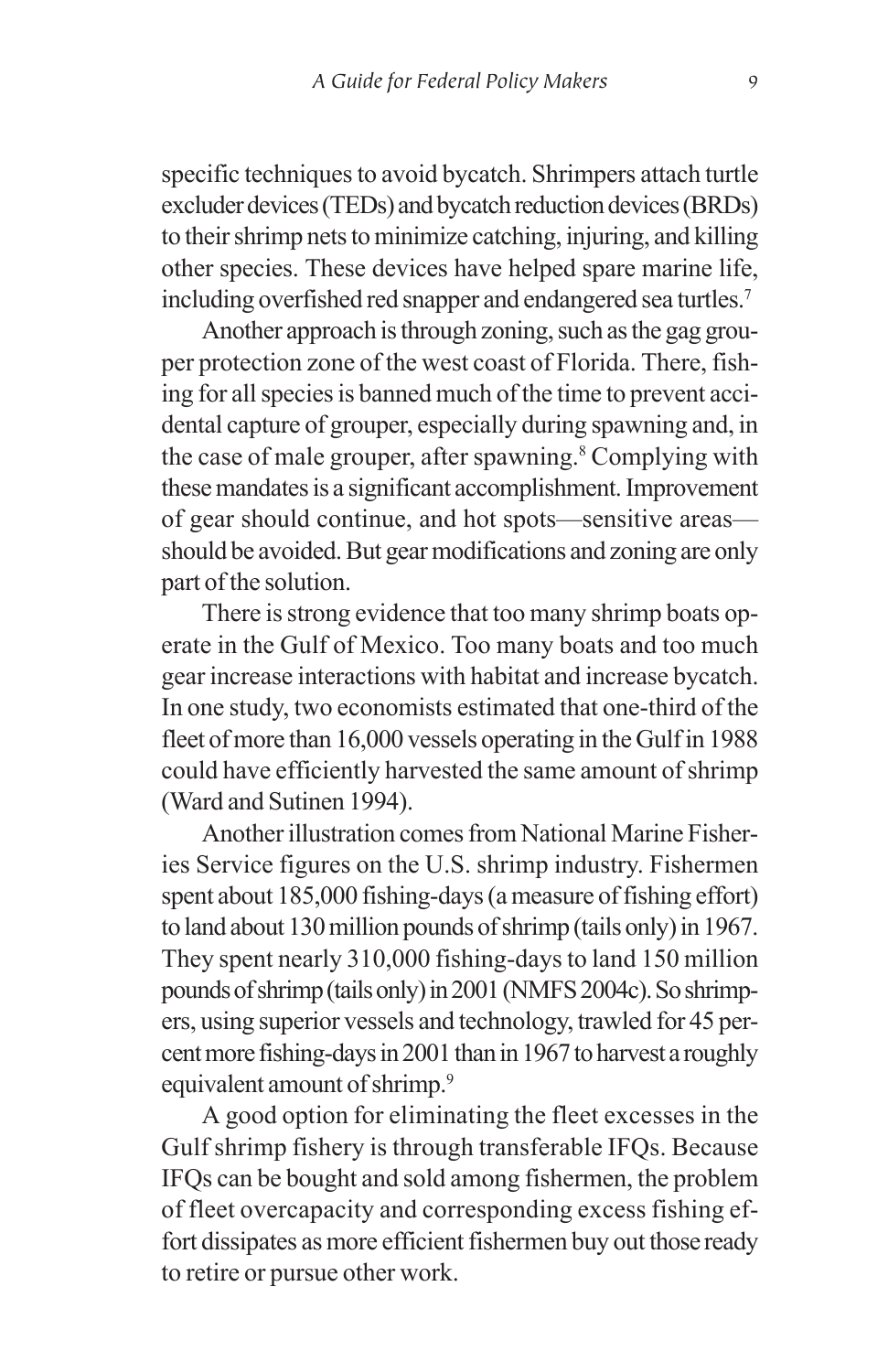specific techniques to avoid bycatch. Shrimpers attach turtle excluder devices (TEDs) and bycatch reduction devices (BRDs) to their shrimp nets to minimize catching, injuring, and killing other species. These devices have helped spare marine life, including overfished red snapper and endangered sea turtles.[7]

Another approach is through zoning, such as the gag grouper protection zone of the west coast of Florida. There, fishing for all species is banned much of the time to prevent accidental capture of grouper, especially during spawning and, in the case of male grouper, after spawning.[8] Complying with these mandates is a significant accomplishment. Improvement of gear should continue, and hot spots—sensitive areas—should be avoided. But gear modifications and zoning are only part of the solution.

There is strong evidence that too many shrimp boats operate in the Gulf of Mexico. Too many boats and too much gear increase interactions with habitat and increase bycatch. In one study, two economists estimated that one-third of the fleet of more than 16,000 vessels operating in the Gulf in 1988 could have efficiently harvested the same amount of shrimp (Ward and Sutinen 1994).

Another illustration comes from National Marine Fisheries Service figures on the U.S. shrimp industry. Fishermen spent about 185,000 fishing-days (a measure of fishing effort) to land about 130 million pounds of shrimp (tails only) in 1967. They spent nearly 310,000 fishing-days to land 150 million pounds of shrimp (tails only) in 2001 (NMFS 2004c). So shrimpers, using superior vessels and technology, trawled for 45 percent more fishing-days in 2001 than in 1967 to harvest a roughly equivalent amount of shrimp.[9]

A good option for eliminating the fleet excesses in the Gulf shrimp fishery is through transferable IFQs. Because IFQs can be bought and sold among fishermen, the problem of fleet overcapacity and corresponding excess fishing effort dissipates as more efficient fishermen buy out those ready to retire or pursue other work.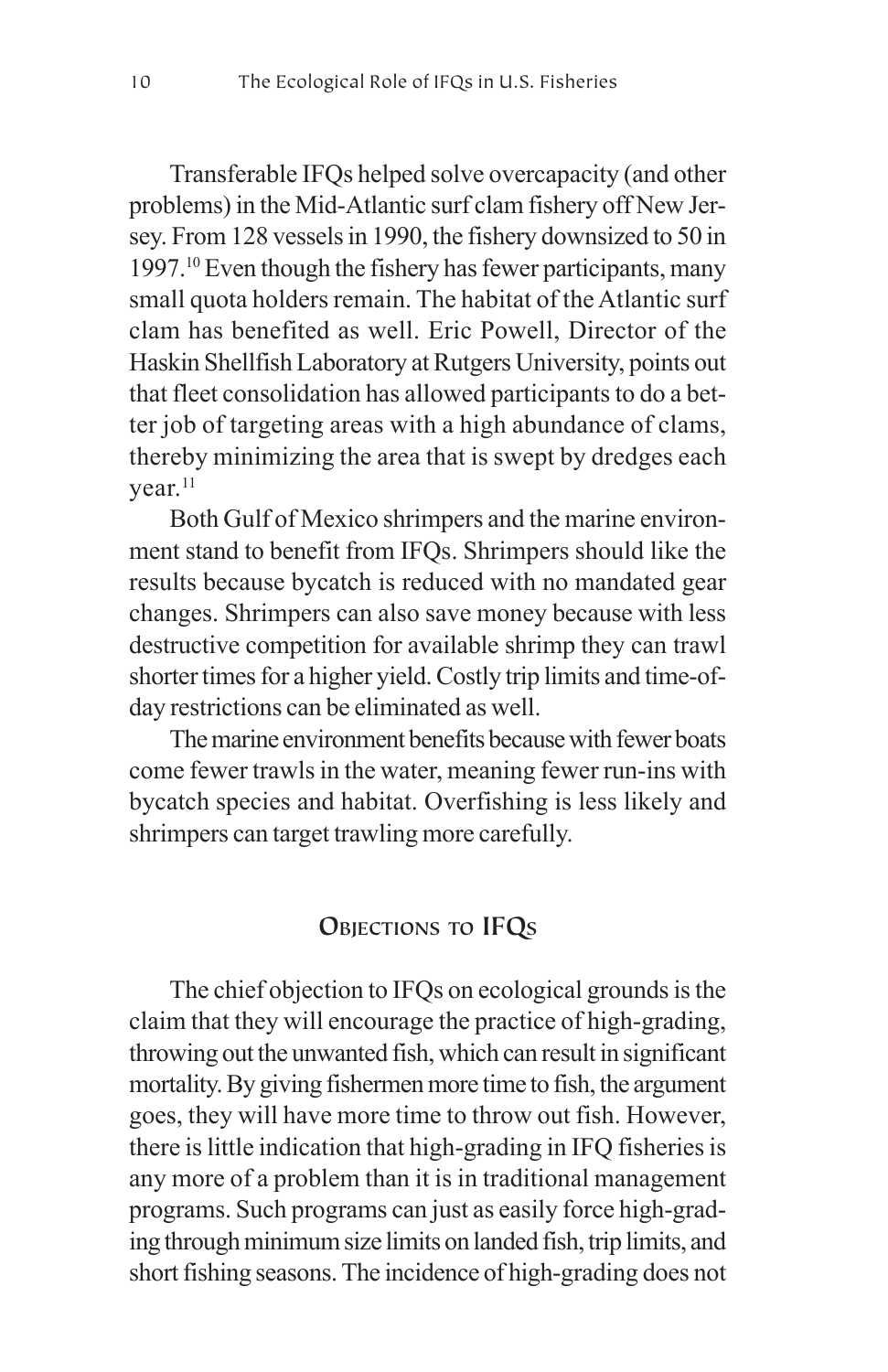Transferable IFQs helped solve overcapacity (and other problems) in the Mid-Atlantic surf clam fishery off New Jersey. From 128 vessels in 1990, the fishery downsized to 50 in 1997.[10] Even though the fishery has fewer participants, many small quota holders remain. The habitat of the Atlantic surf clam has benefited as well. Eric Powell, Director of the Haskin Shellfish Laboratory at Rutgers University, points out that fleet consolidation has allowed participants to do a better job of targeting areas with a high abundance of clams, thereby minimizing the area that is swept by dredges each year.[11]

Both Gulf of Mexico shrimpers and the marine environment stand to benefit from IFQs. Shrimpers should like the results because bycatch is reduced with no mandated gear changes. Shrimpers can also save money because with less destructive competition for available shrimp they can trawl shorter times for a higher yield. Costly trip limits and time-of-day restrictions can be eliminated as well.

The marine environment benefits because with fewer boats come fewer trawls in the water, meaning fewer run-ins with bycatch species and habitat. Overfishing is less likely and shrimpers can target trawling more carefully.

## Objections to IFQs

The chief objection to IFQs on ecological grounds is the claim that they will encourage the practice of high-grading, throwing out the unwanted fish, which can result in significant mortality. By giving fishermen more time to fish, the argument goes, they will have more time to throw out fish. However, there is little indication that high-grading in IFQ fisheries is any more of a problem than it is in traditional management programs. Such programs can just as easily force high-grading through minimum size limits on landed fish, trip limits, and short fishing seasons. The incidence of high-grading does not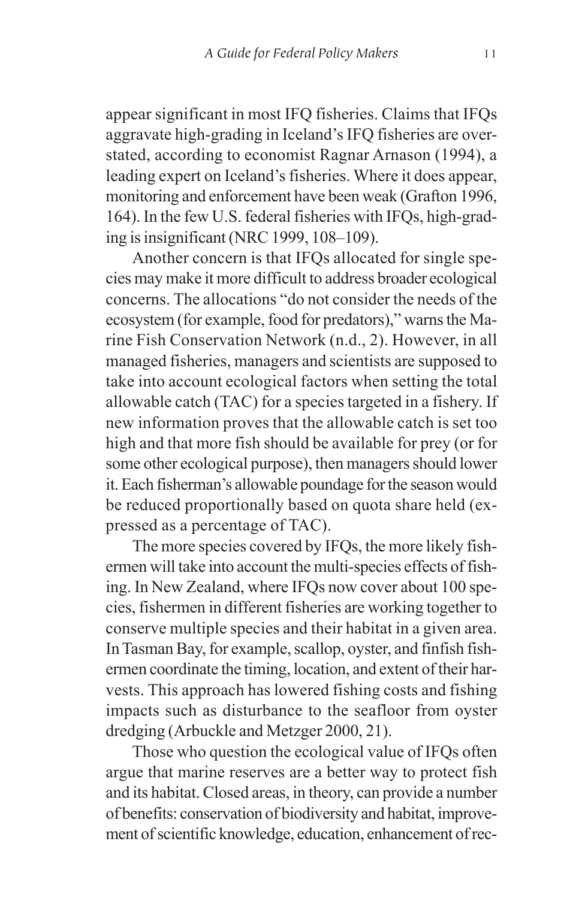appear significant in most IFQ fisheries. Claims that IFQs aggravate high-grading in Iceland's IFQ fisheries are overstated, according to economist Ragnar Arnason (1994), a leading expert on Iceland's fisheries. Where it does appear, monitoring and enforcement have been weak (Grafton 1996, 164). In the few U.S. federal fisheries with IFQs, high-grading is insignificant (NRC 1999, 108–109).

Another concern is that IFQs allocated for single species may make it more difficult to address broader ecological concerns. The allocations "do not consider the needs of the ecosystem (for example, food for predators)," warns the Marine Fish Conservation Network (n.d., 2). However, in all managed fisheries, managers and scientists are supposed to take into account ecological factors when setting the total allowable catch (TAC) for a species targeted in a fishery. If new information proves that the allowable catch is set too high and that more fish should be available for prey (or for some other ecological purpose), then managers should lower it. Each fisherman's allowable poundage for the season would be reduced proportionally based on quota share held (expressed as a percentage of TAC).

The more species covered by IFQs, the more likely fishermen will take into account the multi-species effects of fishing. In New Zealand, where IFQs now cover about 100 species, fishermen in different fisheries are working together to conserve multiple species and their habitat in a given area. In Tasman Bay, for example, scallop, oyster, and finfish fishermen coordinate the timing, location, and extent of their harvests. This approach has lowered fishing costs and fishing impacts such as disturbance to the seafloor from oyster dredging (Arbuckle and Metzger 2000, 21).

Those who question the ecological value of IFQs often argue that marine reserves are a better way to protect fish and its habitat. Closed areas, in theory, can provide a number of benefits: conservation of biodiversity and habitat, improvement of scientific knowledge, education, enhancement of rec-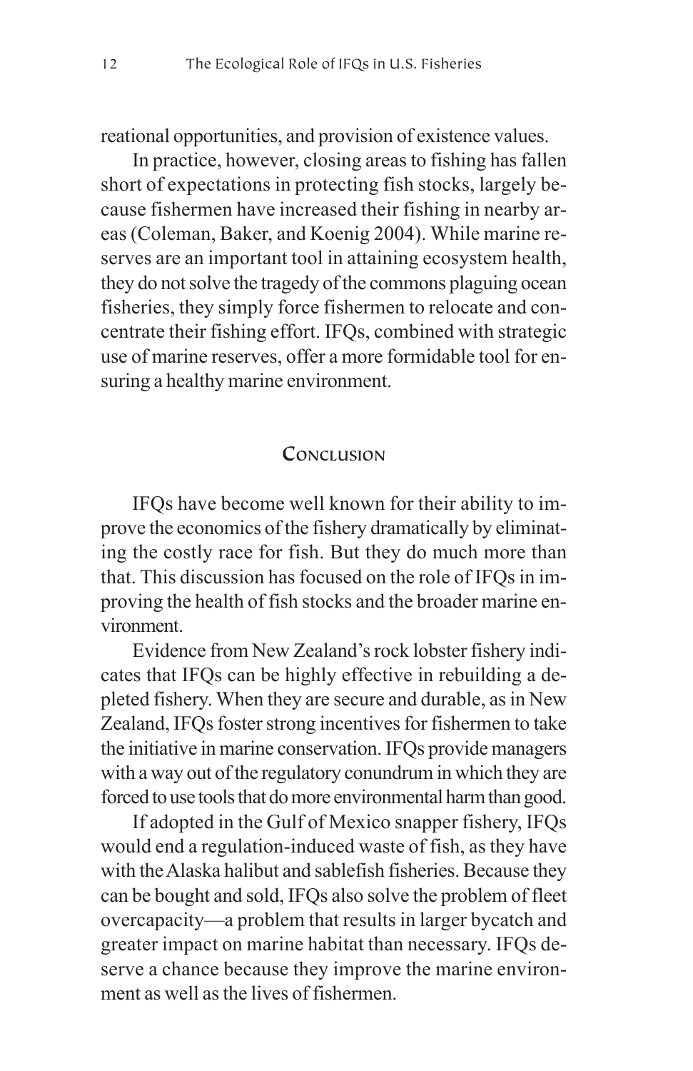reational opportunities, and provision of existence values.

In practice, however, closing areas to fishing has fallen short of expectations in protecting fish stocks, largely because fishermen have increased their fishing in nearby areas (Coleman, Baker, and Koenig 2004). While marine reserves are an important tool in attaining ecosystem health, they do not solve the tragedy of the commons plaguing ocean fisheries, they simply force fishermen to relocate and concentrate their fishing effort. IFQs, combined with strategic use of marine reserves, offer a more formidable tool for ensuring a healthy marine environment.

## Conclusion

IFQs have become well known for their ability to improve the economics of the fishery dramatically by eliminating the costly race for fish. But they do much more than that. This discussion has focused on the role of IFQs in improving the health of fish stocks and the broader marine environment.

Evidence from New Zealand's rock lobster fishery indicates that IFQs can be highly effective in rebuilding a depleted fishery. When they are secure and durable, as in New Zealand, IFQs foster strong incentives for fishermen to take the initiative in marine conservation. IFQs provide managers with a way out of the regulatory conundrum in which they are forced to use tools that do more environmental harm than good.

If adopted in the Gulf of Mexico snapper fishery, IFQs would end a regulation-induced waste of fish, as they have with the Alaska halibut and sablefish fisheries. Because they can be bought and sold, IFQs also solve the problem of fleet overcapacity—a problem that results in larger bycatch and greater impact on marine habitat than necessary. IFQs deserve a chance because they improve the marine environment as well as the lives of fishermen.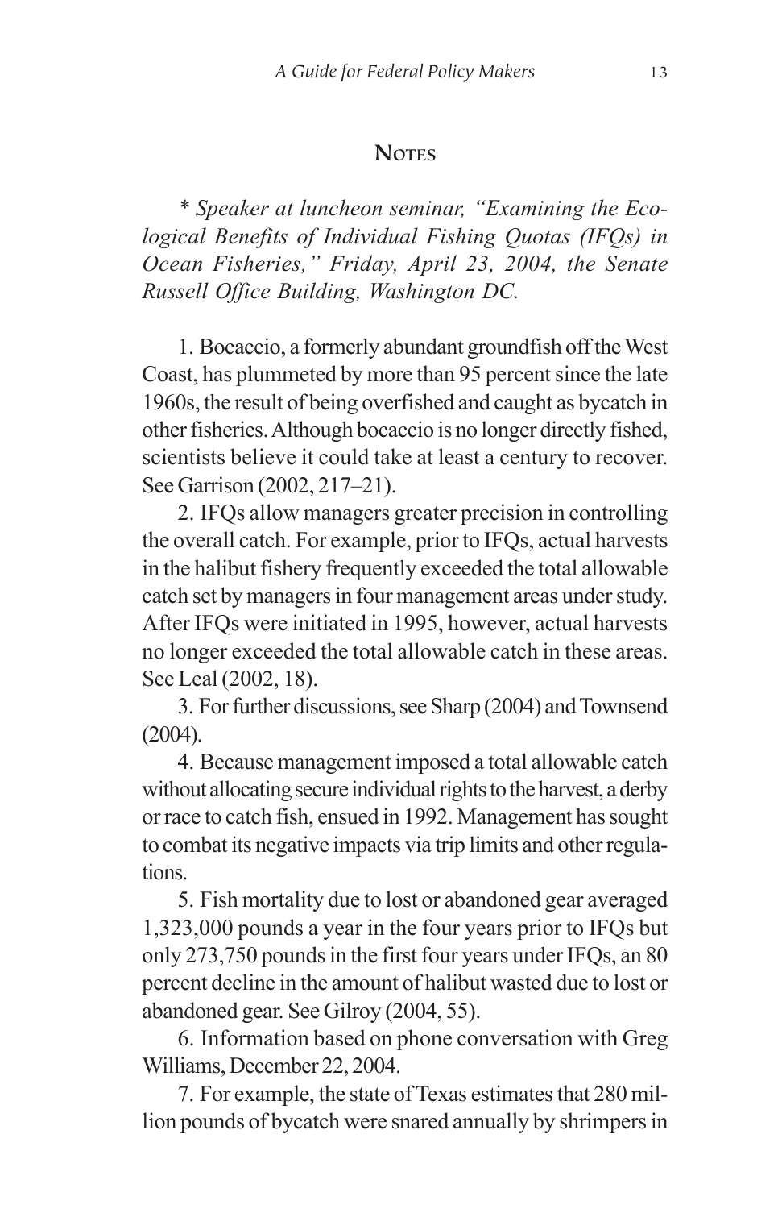## Notes

*\* Speaker at luncheon seminar, "Examining the Ecological Benefits of Individual Fishing Quotas (IFQs) in Ocean Fisheries," Friday, April 23, 2004, the Senate Russell Office Building, Washington DC.*

1. Bocaccio, a formerly abundant groundfish off the West Coast, has plummeted by more than 95 percent since the late 1960s, the result of being overfished and caught as bycatch in other fisheries. Although bocaccio is no longer directly fished, scientists believe it could take at least a century to recover. See Garrison (2002, 217–21).

2. IFQs allow managers greater precision in controlling the overall catch. For example, prior to IFQs, actual harvests in the halibut fishery frequently exceeded the total allowable catch set by managers in four management areas under study. After IFQs were initiated in 1995, however, actual harvests no longer exceeded the total allowable catch in these areas. See Leal (2002, 18).

3. For further discussions, see Sharp (2004) and Townsend (2004).

4. Because management imposed a total allowable catch without allocating secure individual rights to the harvest, a derby or race to catch fish, ensued in 1992. Management has sought to combat its negative impacts via trip limits and other regulations.

5. Fish mortality due to lost or abandoned gear averaged 1,323,000 pounds a year in the four years prior to IFQs but only 273,750 pounds in the first four years under IFQs, an 80 percent decline in the amount of halibut wasted due to lost or abandoned gear. See Gilroy (2004, 55).

6. Information based on phone conversation with Greg Williams, December 22, 2004.

7. For example, the state of Texas estimates that 280 million pounds of bycatch were snared annually by shrimpers in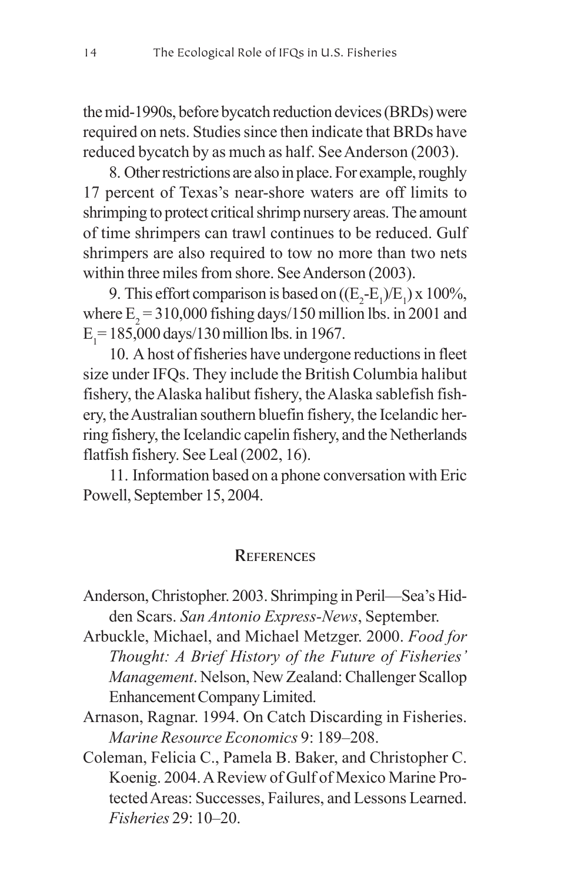the mid-1990s, before bycatch reduction devices (BRDs) were required on nets. Studies since then indicate that BRDs have reduced bycatch by as much as half. See Anderson (2003).

8. Other restrictions are also in place. For example, roughly 17 percent of Texas's near-shore waters are off limits to shrimping to protect critical shrimp nursery areas. The amount of time shrimpers can trawl continues to be reduced. Gulf shrimpers are also required to tow no more than two nets within three miles from shore. See Anderson (2003).

9. This effort comparison is based on $((E_2\text{-}E_1)/E_1) \times 100\%$, where $E_2$ = 310,000 fishing days/150 million lbs. in 2001 and $E_1$ = 185,000 days/130 million lbs. in 1967.

10. A host of fisheries have undergone reductions in fleet size under IFQs. They include the British Columbia halibut fishery, the Alaska halibut fishery, the Alaska sablefish fishery, the Australian southern bluefin fishery, the Icelandic herring fishery, the Icelandic capelin fishery, and the Netherlands flatfish fishery. See Leal (2002, 16).

11. Information based on a phone conversation with Eric Powell, September 15, 2004.

## References

Anderson, Christopher. 2003. Shrimping in Peril—Sea's Hidden Scars. *San Antonio Express-News*, September.

Arbuckle, Michael, and Michael Metzger. 2000. *Food for Thought: A Brief History of the Future of Fisheries' Management*. Nelson, New Zealand: Challenger Scallop Enhancement Company Limited.

Arnason, Ragnar. 1994. On Catch Discarding in Fisheries. *Marine Resource Economics* 9: 189–208.

Coleman, Felicia C., Pamela B. Baker, and Christopher C. Koenig. 2004. A Review of Gulf of Mexico Marine Protected Areas: Successes, Failures, and Lessons Learned. *Fisheries* 29: 10–20.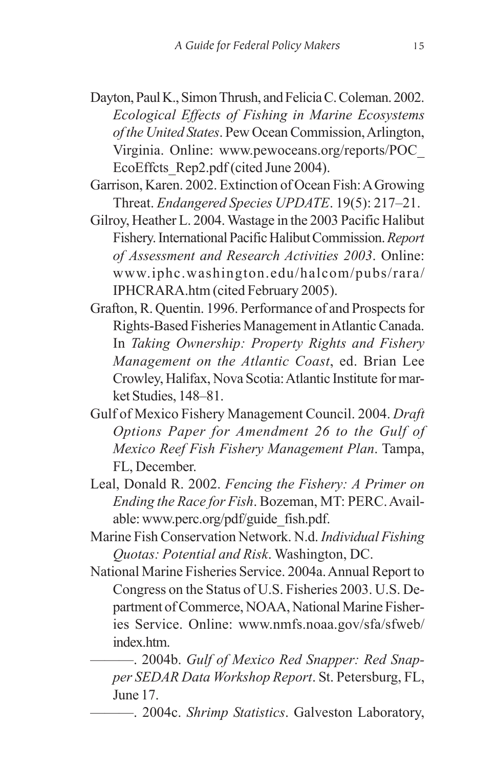Dayton, Paul K., Simon Thrush, and Felicia C. Coleman. 2002. *Ecological Effects of Fishing in Marine Ecosystems of the United States*. Pew Ocean Commission, Arlington, Virginia. Online: www.pewoceans.org/reports/POC_EcoEffcts_Rep2.pdf (cited June 2004).

Garrison, Karen. 2002. Extinction of Ocean Fish: A Growing Threat. *Endangered Species UPDATE*. 19(5): 217–21.

Gilroy, Heather L. 2004. Wastage in the 2003 Pacific Halibut Fishery. International Pacific Halibut Commission. *Report of Assessment and Research Activities 2003*. Online: www.iphc.washington.edu/halcom/pubs/rara/IPHCRARA.htm (cited February 2005).

Grafton, R. Quentin. 1996. Performance of and Prospects for Rights-Based Fisheries Management in Atlantic Canada. In *Taking Ownership: Property Rights and Fishery Management on the Atlantic Coast*, ed. Brian Lee Crowley, Halifax, Nova Scotia: Atlantic Institute for market Studies, 148–81.

Gulf of Mexico Fishery Management Council. 2004. *Draft Options Paper for Amendment 26 to the Gulf of Mexico Reef Fish Fishery Management Plan*. Tampa, FL, December.

Leal, Donald R. 2002. *Fencing the Fishery: A Primer on Ending the Race for Fish*. Bozeman, MT: PERC. Available: www.perc.org/pdf/guide_fish.pdf.

Marine Fish Conservation Network. N.d. *Individual Fishing Quotas: Potential and Risk*. Washington, DC.

National Marine Fisheries Service. 2004a. Annual Report to Congress on the Status of U.S. Fisheries 2003. U.S. Department of Commerce, NOAA, National Marine Fisheries Service. Online: www.nmfs.noaa.gov/sfa/sfweb/index.htm.

———. 2004b. *Gulf of Mexico Red Snapper: Red Snapper SEDAR Data Workshop Report*. St. Petersburg, FL, June 17.

———. 2004c. *Shrimp Statistics*. Galveston Laboratory,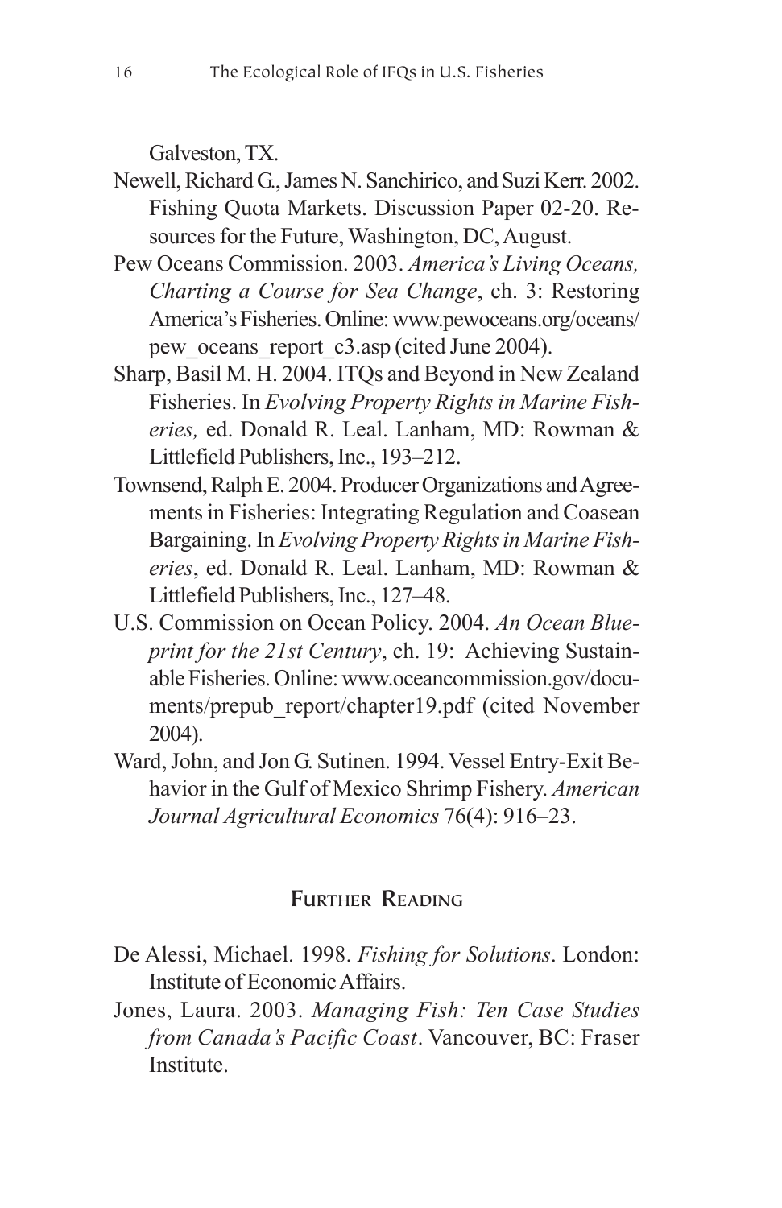Galveston, TX.

Newell, Richard G., James N. Sanchirico, and Suzi Kerr. 2002. Fishing Quota Markets. Discussion Paper 02-20. Resources for the Future, Washington, DC, August.

Pew Oceans Commission. 2003. *America's Living Oceans, Charting a Course for Sea Change*, ch. 3: Restoring America's Fisheries. Online: www.pewoceans.org/oceans/pew_oceans_report_c3.asp (cited June 2004).

Sharp, Basil M. H. 2004. ITQs and Beyond in New Zealand Fisheries. In *Evolving Property Rights in Marine Fisheries,* ed. Donald R. Leal. Lanham, MD: Rowman & Littlefield Publishers, Inc., 193–212.

Townsend, Ralph E. 2004. Producer Organizations and Agreements in Fisheries: Integrating Regulation and Coasean Bargaining. In *Evolving Property Rights in Marine Fisheries*, ed. Donald R. Leal. Lanham, MD: Rowman & Littlefield Publishers, Inc., 127–48.

U.S. Commission on Ocean Policy. 2004. *An Ocean Blueprint for the 21st Century*, ch. 19: Achieving Sustainable Fisheries. Online: www.oceancommission.gov/documents/prepub_report/chapter19.pdf (cited November 2004).

Ward, John, and Jon G. Sutinen. 1994. Vessel Entry-Exit Behavior in the Gulf of Mexico Shrimp Fishery. *American Journal Agricultural Economics* 76(4): 916–23.

## Further Reading

De Alessi, Michael. 1998. *Fishing for Solutions*. London: Institute of Economic Affairs.

Jones, Laura. 2003. *Managing Fish: Ten Case Studies from Canada's Pacific Coast*. Vancouver, BC: Fraser Institute.